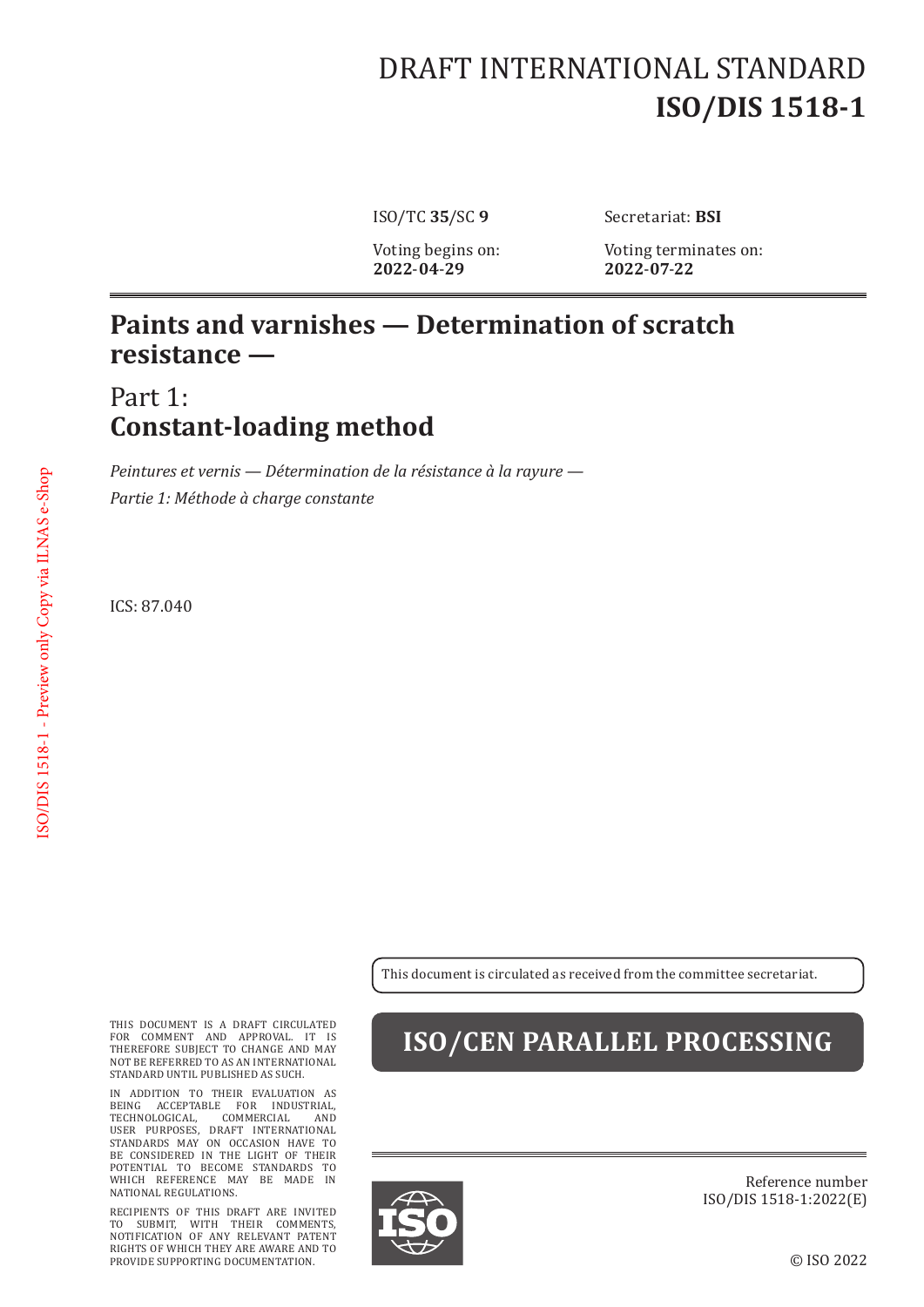DRAFT INTERNATIONAL STANDARD

# ISO/DIS 1518-1

ISO/TC **35**/SC **9**

Secretariat: **BSI**

Voting begins on:
**2022-04-29**

Voting terminates on:
**2022-07-22**

# Paints and varnishes — Determination of scratch resistance —

## Part 1: Constant-loading method

*Peintures et vernis — Détermination de la résistance à la rayure —*

*Partie 1: Méthode à charge constante*

ICS: 87.040

ISO/DIS 1518-1 - Preview only Copy via ILNAS e-Shop

This document is circulated as received from the committee secretariat.

**ISO/CEN PARALLEL PROCESSING**

THIS DOCUMENT IS A DRAFT CIRCULATED FOR COMMENT AND APPROVAL. IT IS THEREFORE SUBJECT TO CHANGE AND MAY NOT BE REFERRED TO AS AN INTERNATIONAL STANDARD UNTIL PUBLISHED AS SUCH.

IN ADDITION TO THEIR EVALUATION AS BEING ACCEPTABLE FOR INDUSTRIAL, TECHNOLOGICAL, COMMERCIAL AND USER PURPOSES, DRAFT INTERNATIONAL STANDARDS MAY ON OCCASION HAVE TO BE CONSIDERED IN THE LIGHT OF THEIR POTENTIAL TO BECOME STANDARDS TO WHICH REFERENCE MAY BE MADE IN NATIONAL REGULATIONS.

RECIPIENTS OF THIS DRAFT ARE INVITED TO SUBMIT, WITH THEIR COMMENTS, NOTIFICATION OF ANY RELEVANT PATENT RIGHTS OF WHICH THEY ARE AWARE AND TO PROVIDE SUPPORTING DOCUMENTATION.

Reference number
ISO/DIS 1518-1:2022(E)

© ISO 2022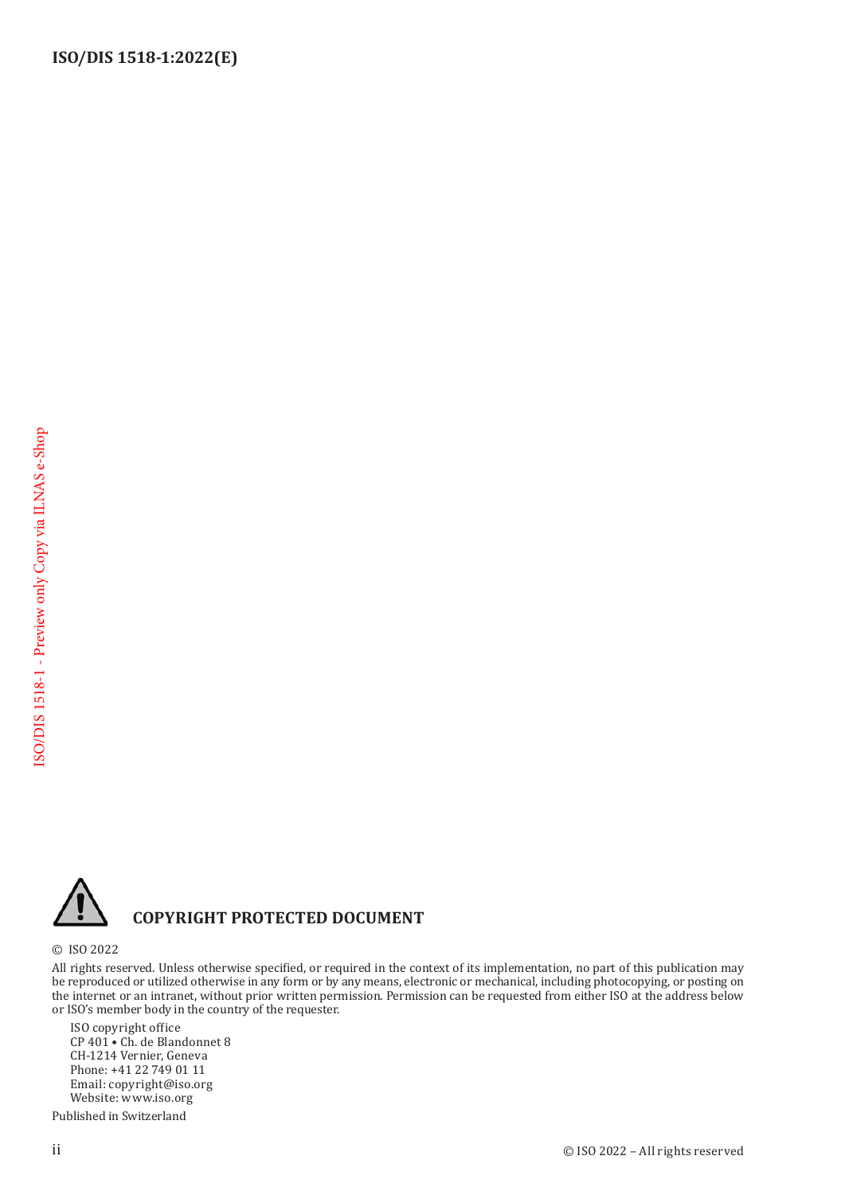**COPYRIGHT PROTECTED DOCUMENT**

© ISO 2022

All rights reserved. Unless otherwise specified, or required in the context of its implementation, no part of this publication may be reproduced or utilized otherwise in any form or by any means, electronic or mechanical, including photocopying, or posting on the internet or an intranet, without prior written permission. Permission can be requested from either ISO at the address below or ISO's member body in the country of the requester.

ISO copyright office
CP 401 • Ch. de Blandonnet 8
CH-1214 Vernier, Geneva
Phone: +41 22 749 01 11
Email: copyright@iso.org
Website: www.iso.org

Published in Switzerland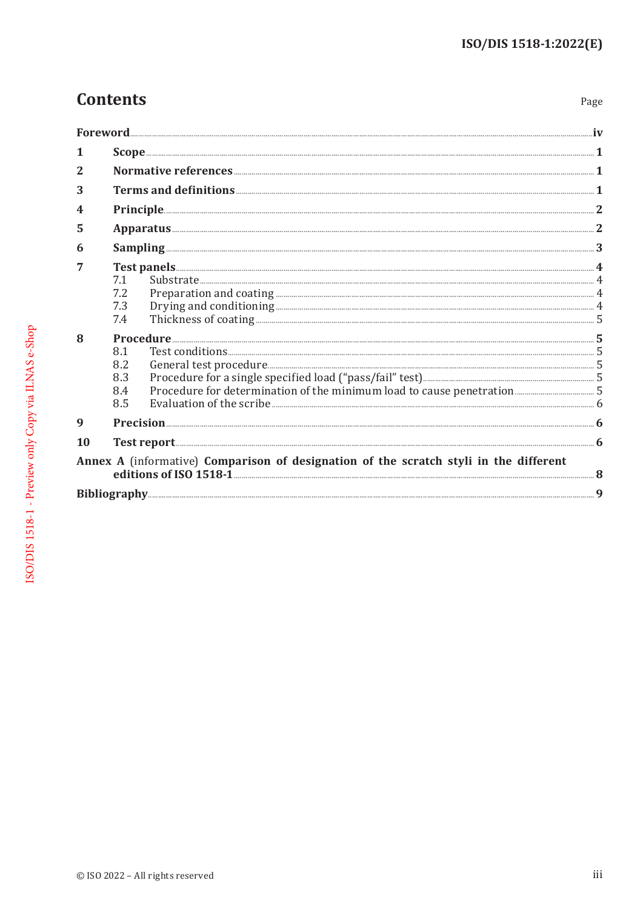# Contents

Page

**Foreword** ... **iv**

**1 Scope** ... **1**

**2 Normative references** ... **1**

**3 Terms and definitions** ... **1**

**4 Principle** ... **2**

**5 Apparatus** ... **2**

**6 Sampling** ... **3**

**7 Test panels** ... **4**
- 7.1 Substrate ... 4
- 7.2 Preparation and coating ... 4
- 7.3 Drying and conditioning ... 4
- 7.4 Thickness of coating ... 5

**8 Procedure** ... **5**
- 8.1 Test conditions ... 5
- 8.2 General test procedure ... 5
- 8.3 Procedure for a single specified load ("pass/fail" test) ... 5
- 8.4 Procedure for determination of the minimum load to cause penetration ... 5
- 8.5 Evaluation of the scribe ... 6

**9 Precision** ... **6**

**10 Test report** ... **6**

**Annex A** (informative) **Comparison of designation of the scratch styli in the different editions of ISO 1518-1** ... **8**

**Bibliography** ... **9**